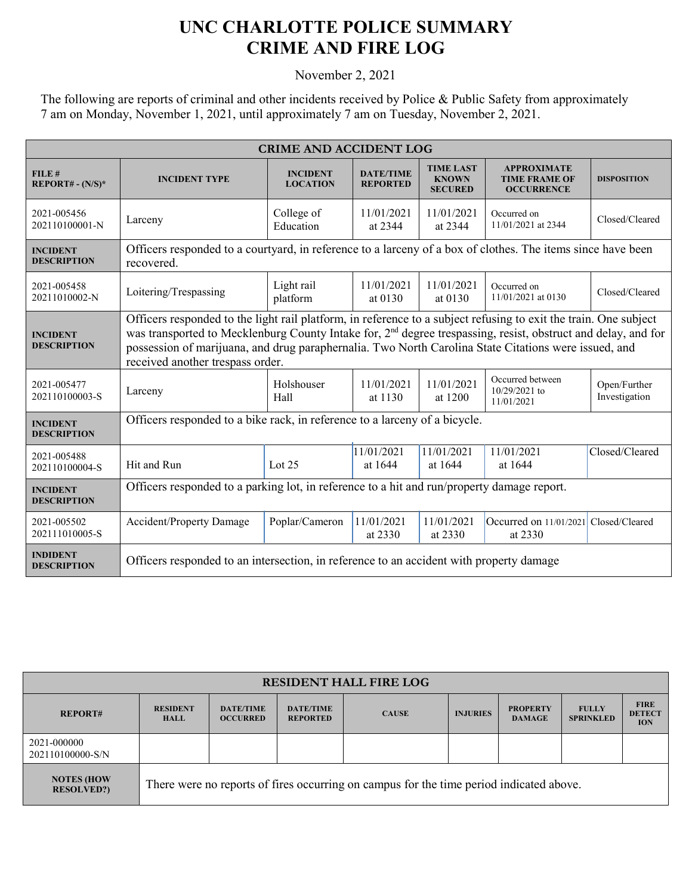# UNC CHARLOTTE POLICE SUMMARY
# CRIME AND FIRE LOG

November 2, 2021

The following are reports of criminal and other incidents received by Police & Public Safety from approximately 7 am on Monday, November 1, 2021, until approximately 7 am on Tuesday, November 2, 2021.

| CRIME AND ACCIDENT LOG | | | | | | |
|---|---|---|---|---|---|---|
| **FILE # REPORT# - (N/S)*** | **INCIDENT TYPE** | **INCIDENT LOCATION** | **DATE/TIME REPORTED** | **TIME LAST KNOWN SECURED** | **APPROXIMATE TIME FRAME OF OCCURRENCE** | **DISPOSITION** |
| 2021-005456 202110100001-N | Larceny | College of Education | 11/01/2021 at 2344 | 11/01/2021 at 2344 | Occurred on 11/01/2021 at 2344 | Closed/Cleared |
| **INCIDENT DESCRIPTION** | Officers responded to a courtyard, in reference to a larceny of a box of clothes. The items since have been recovered. | | | | | |
| 2021-005458 20211010002-N | Loitering/Trespassing | Light rail platform | 11/01/2021 at 0130 | 11/01/2021 at 0130 | Occurred on 11/01/2021 at 0130 | Closed/Cleared |
| **INCIDENT DESCRIPTION** | Officers responded to the light rail platform, in reference to a subject refusing to exit the train. One subject was transported to Mecklenburg County Intake for, 2nd degree trespassing, resist, obstruct and delay, and for possession of marijuana, and drug paraphernalia. Two North Carolina State Citations were issued, and received another trespass order. | | | | | |
| 2021-005477 202110100003-S | Larceny | Holshouser Hall | 11/01/2021 at 1130 | 11/01/2021 at 1200 | Occurred between 10/29/2021 to 11/01/2021 | Open/Further Investigation |
| **INCIDENT DESCRIPTION** | Officers responded to a bike rack, in reference to a larceny of a bicycle. | | | | | |
| 2021-005488 202110100004-S | Hit and Run | Lot 25 | 11/01/2021 at 1644 | 11/01/2021 at 1644 | 11/01/2021 at 1644 | Closed/Cleared |
| **INCIDENT DESCRIPTION** | Officers responded to a parking lot, in reference to a hit and run/property damage report. | | | | | |
| 2021-005502 202111010005-S | Accident/Property Damage | Poplar/Cameron | 11/01/2021 at 2330 | 11/01/2021 at 2330 | Occurred on 11/01/2021 at 2330 | Closed/Cleared |
| **INDIDENT DESCRIPTION** | Officers responded to an intersection, in reference to an accident with property damage | | | | | |

| RESIDENT HALL FIRE LOG | | | | | | | | |
|---|---|---|---|---|---|---|---|---|
| **REPORT#** | **RESIDENT HALL** | **DATE/TIME OCCURRED** | **DATE/TIME REPORTED** | **CAUSE** | **INJURIES** | **PROPERTY DAMAGE** | **FULLY SPRINKLED** | **FIRE DETECTION** |
| 2021-000000 202110100000-S/N | | | | | | | | |
| **NOTES (HOW RESOLVED?)** | There were no reports of fires occurring on campus for the time period indicated above. | | | | | | | |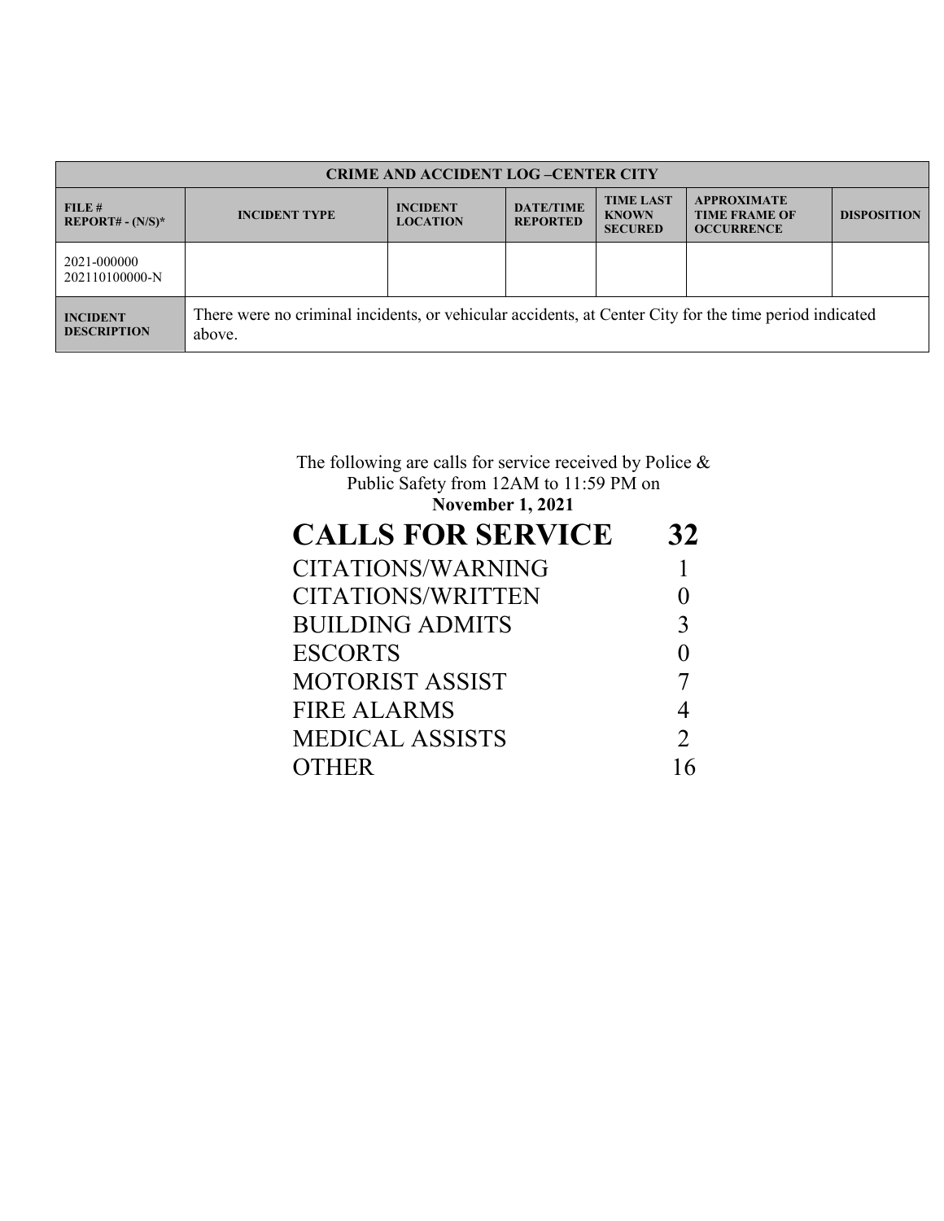| CRIME AND ACCIDENT LOG –CENTER CITY | | | | | | |
|---|---|---|---|---|---|---|
| FILE # REPORT# - (N/S)* | INCIDENT TYPE | INCIDENT LOCATION | DATE/TIME REPORTED | TIME LAST KNOWN SECURED | APPROXIMATE TIME FRAME OF OCCURRENCE | DISPOSITION |
| 2021-000000 202110100000-N | | | | | | |
| INCIDENT DESCRIPTION | There were no criminal incidents, or vehicular accidents, at Center City for the time period indicated above. | | | | | |

The following are calls for service received by Police & Public Safety from 12AM to 11:59 PM on
**November 1, 2021**

| | |
|---|---|
| **CALLS FOR SERVICE** | **32** |
| CITATIONS/WARNING | 1 |
| CITATIONS/WRITTEN | 0 |
| BUILDING ADMITS | 3 |
| ESCORTS | 0 |
| MOTORIST ASSIST | 7 |
| FIRE ALARMS | 4 |
| MEDICAL ASSISTS | 2 |
| OTHER | 16 |